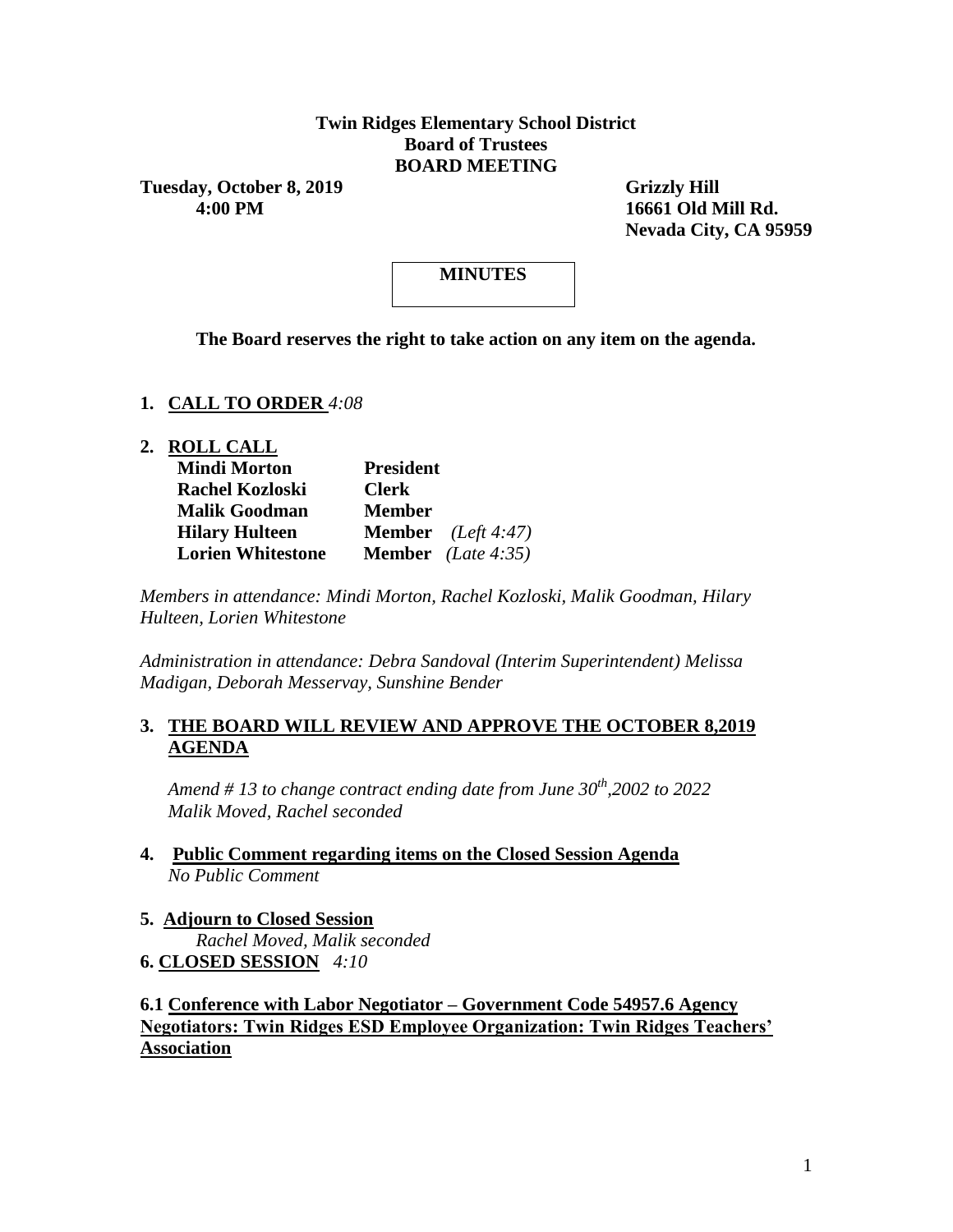**Twin Ridges Elementary School District**
**Board of Trustees**
**BOARD MEETING**

**Tuesday, October 8, 2019**
**4:00 PM**

**Grizzly Hill**
**16661 Old Mill Rd.**
**Nevada City, CA 95959**

**MINUTES**

**The Board reserves the right to take action on any item on the agenda.**

1. **CALL TO ORDER** *4:08*

2. **ROLL CALL**

| | | |
|---|---|---|
| **Mindi Morton** | **President** | |
| **Rachel Kozloski** | **Clerk** | |
| **Malik Goodman** | **Member** | |
| **Hilary Hulteen** | **Member** | *(Left 4:47)* |
| **Lorien Whitestone** | **Member** | *(Late 4:35)* |

*Members in attendance: Mindi Morton, Rachel Kozloski, Malik Goodman, Hilary Hulteen, Lorien Whitestone*

*Administration in attendance: Debra Sandoval (Interim Superintendent) Melissa Madigan, Deborah Messervay, Sunshine Bender*

3. **THE BOARD WILL REVIEW AND APPROVE THE OCTOBER 8,2019 AGENDA**

   *Amend # 13 to change contract ending date from June 30th,2002 to 2022*
   *Malik Moved, Rachel seconded*

4. **Public Comment regarding items on the Closed Session Agenda**
   *No Public Comment*

5. **Adjourn to Closed Session**
   *Rachel Moved, Malik seconded*

6. **CLOSED SESSION** *4:10*

**6.1 Conference with Labor Negotiator – Government Code 54957.6 Agency Negotiators: Twin Ridges ESD Employee Organization: Twin Ridges Teachers' Association**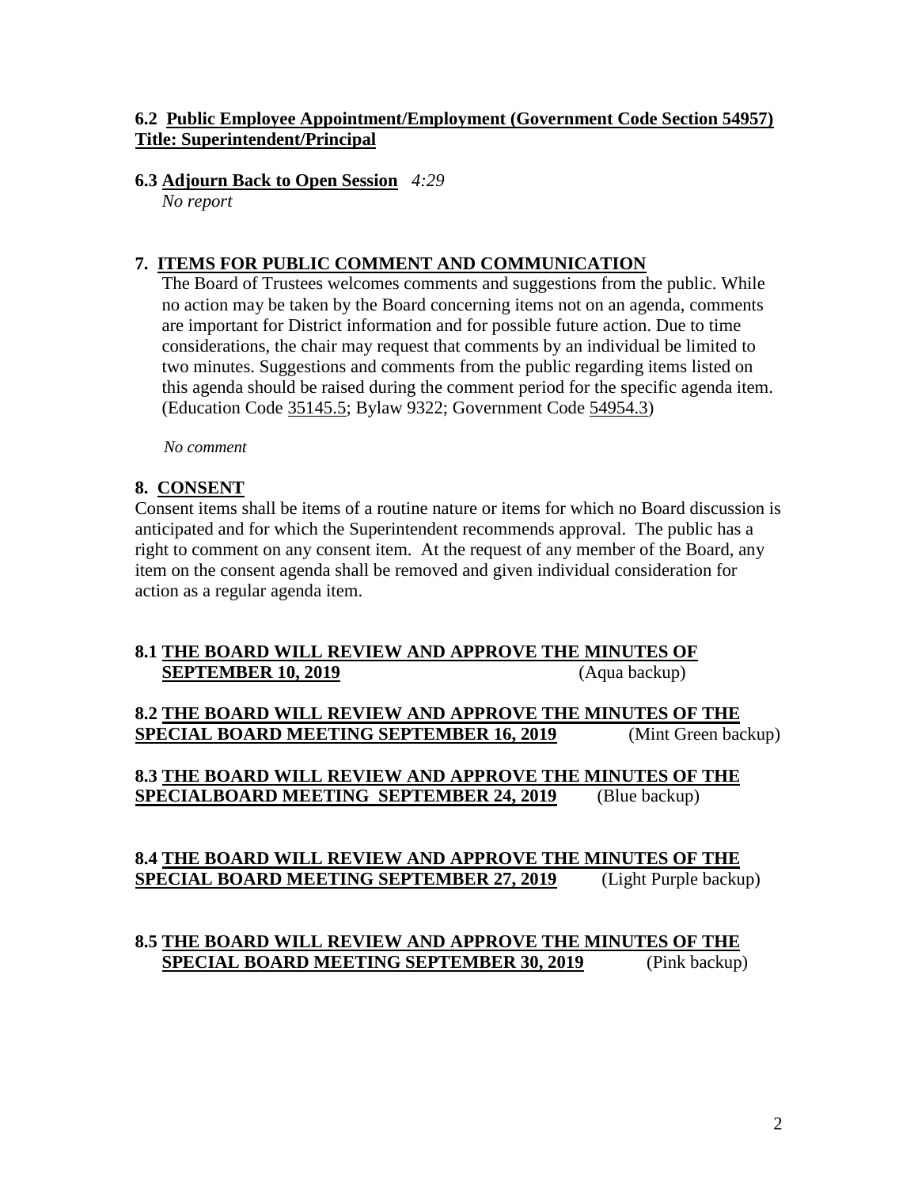**6.2 Public Employee Appointment/Employment (Government Code Section 54957) Title: Superintendent/Principal**

**6.3 Adjourn Back to Open Session** *4:29*

*No report*

## 7. ITEMS FOR PUBLIC COMMENT AND COMMUNICATION

The Board of Trustees welcomes comments and suggestions from the public. While no action may be taken by the Board concerning items not on an agenda, comments are important for District information and for possible future action. Due to time considerations, the chair may request that comments by an individual be limited to two minutes. Suggestions and comments from the public regarding items listed on this agenda should be raised during the comment period for the specific agenda item. (Education Code 35145.5; Bylaw 9322; Government Code 54954.3)

*No comment*

## 8. CONSENT

Consent items shall be items of a routine nature or items for which no Board discussion is anticipated and for which the Superintendent recommends approval. The public has a right to comment on any consent item. At the request of any member of the Board, any item on the consent agenda shall be removed and given individual consideration for action as a regular agenda item.

**8.1 THE BOARD WILL REVIEW AND APPROVE THE MINUTES OF SEPTEMBER 10, 2019** (Aqua backup)

**8.2 THE BOARD WILL REVIEW AND APPROVE THE MINUTES OF THE SPECIAL BOARD MEETING SEPTEMBER 16, 2019** (Mint Green backup)

**8.3 THE BOARD WILL REVIEW AND APPROVE THE MINUTES OF THE SPECIALBOARD MEETING SEPTEMBER 24, 2019** (Blue backup)

**8.4 THE BOARD WILL REVIEW AND APPROVE THE MINUTES OF THE SPECIAL BOARD MEETING SEPTEMBER 27, 2019** (Light Purple backup)

**8.5 THE BOARD WILL REVIEW AND APPROVE THE MINUTES OF THE SPECIAL BOARD MEETING SEPTEMBER 30, 2019** (Pink backup)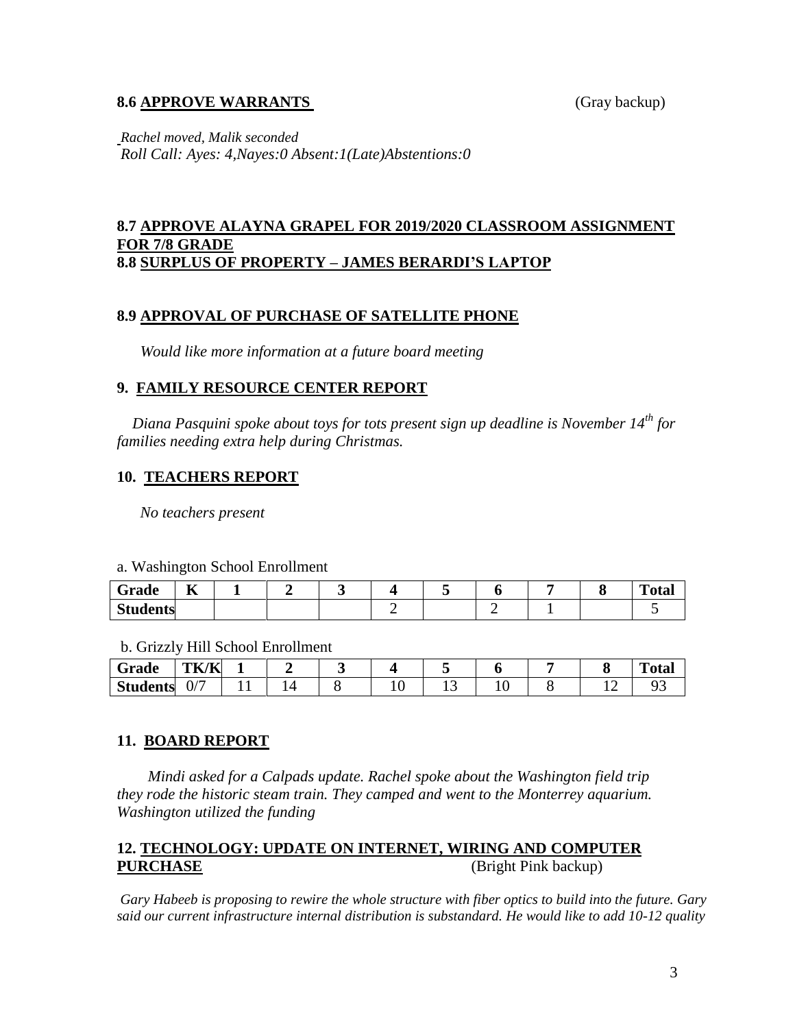**8.6 APPROVE WARRANTS** (Gray backup)

*Rachel moved, Malik seconded*
*Roll Call: Ayes: 4,Nayes:0 Absent:1(Late)Abstentions:0*

**8.7 APPROVE ALAYNA GRAPEL FOR 2019/2020 CLASSROOM ASSIGNMENT FOR 7/8 GRADE**
**8.8 SURPLUS OF PROPERTY – JAMES BERARDI'S LAPTOP**

**8.9 APPROVAL OF PURCHASE OF SATELLITE PHONE**

*Would like more information at a future board meeting*

## 9. FAMILY RESOURCE CENTER REPORT

*Diana Pasquini spoke about toys for tots present sign up deadline is November 14th for families needing extra help during Christmas.*

## 10. TEACHERS REPORT

*No teachers present*

a. Washington School Enrollment

| Grade | K | 1 | 2 | 3 | 4 | 5 | 6 | 7 | 8 | Total |
|---|---|---|---|---|---|---|---|---|---|---|
| Students | | | | | 2 | | 2 | 1 | | 5 |

b. Grizzly Hill School Enrollment

| Grade | TK/K | 1 | 2 | 3 | 4 | 5 | 6 | 7 | 8 | Total |
|---|---|---|---|---|---|---|---|---|---|---|
| Students | 0/7 | 11 | 14 | 8 | 10 | 13 | 10 | 8 | 12 | 93 |

## 11. BOARD REPORT

*Mindi asked for a Calpads update. Rachel spoke about the Washington field trip they rode the historic steam train. They camped and went to the Monterrey aquarium. Washington utilized the funding*

## 12. TECHNOLOGY: UPDATE ON INTERNET, WIRING AND COMPUTER PURCHASE (Bright Pink backup)

*Gary Habeeb is proposing to rewire the whole structure with fiber optics to build into the future. Gary said our current infrastructure internal distribution is substandard. He would like to add 10-12 quality*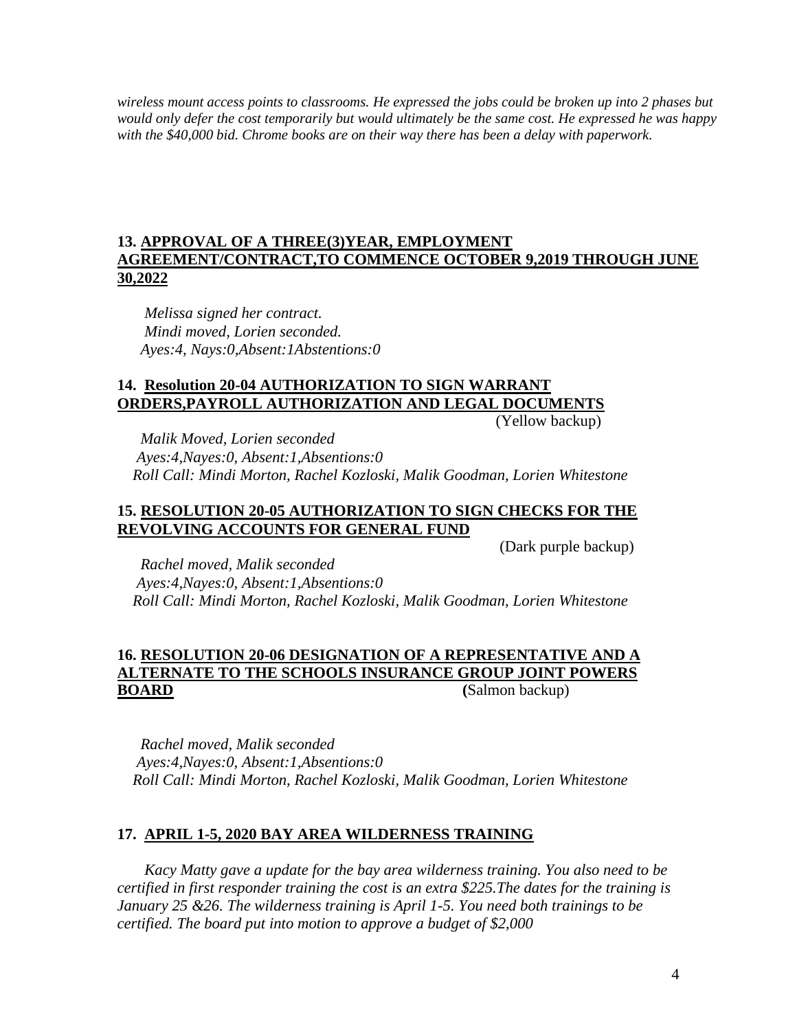*wireless mount access points to classrooms. He expressed the jobs could be broken up into 2 phases but would only defer the cost temporarily but would ultimately be the same cost. He expressed he was happy with the $40,000 bid. Chrome books are on their way there has been a delay with paperwork.*

**13. APPROVAL OF A THREE(3)YEAR, EMPLOYMENT AGREEMENT/CONTRACT,TO COMMENCE OCTOBER 9,2019 THROUGH JUNE 30,2022**

*Melissa signed her contract.*
*Mindi moved, Lorien seconded.*
*Ayes:4, Nays:0,Absent:1Abstentions:0*

**14. Resolution 20-04 AUTHORIZATION TO SIGN WARRANT ORDERS,PAYROLL AUTHORIZATION AND LEGAL DOCUMENTS** (Yellow backup)

*Malik Moved, Lorien seconded*
*Ayes:4,Nayes:0, Absent:1,Absentions:0*
*Roll Call: Mindi Morton, Rachel Kozloski, Malik Goodman, Lorien Whitestone*

**15. RESOLUTION 20-05 AUTHORIZATION TO SIGN CHECKS FOR THE REVOLVING ACCOUNTS FOR GENERAL FUND** (Dark purple backup)

*Rachel moved, Malik seconded*
*Ayes:4,Nayes:0, Absent:1,Absentions:0*
*Roll Call: Mindi Morton, Rachel Kozloski, Malik Goodman, Lorien Whitestone*

**16. RESOLUTION 20-06 DESIGNATION OF A REPRESENTATIVE AND A ALTERNATE TO THE SCHOOLS INSURANCE GROUP JOINT POWERS BOARD** (Salmon backup)

*Rachel moved, Malik seconded*
*Ayes:4,Nayes:0, Absent:1,Absentions:0*
*Roll Call: Mindi Morton, Rachel Kozloski, Malik Goodman, Lorien Whitestone*

**17. APRIL 1-5, 2020 BAY AREA WILDERNESS TRAINING**

*Kacy Matty gave a update for the bay area wilderness training. You also need to be certified in first responder training the cost is an extra $225.The dates for the training is January 25 &26. The wilderness training is April 1-5. You need both trainings to be certified. The board put into motion to approve a budget of $2,000*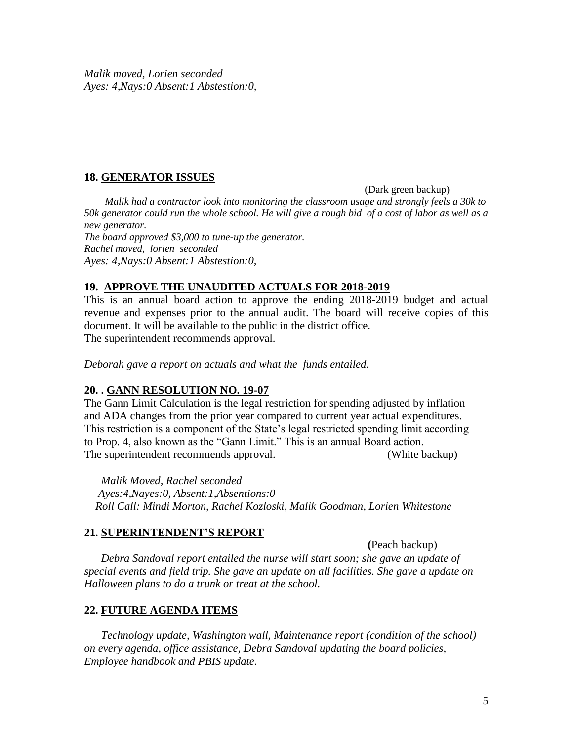*Malik moved, Lorien seconded*
*Ayes: 4,Nays:0 Absent:1 Abstestion:0,*

### 18. <u>GENERATOR ISSUES</u>

(Dark green backup)

*Malik had a contractor look into monitoring the classroom usage and strongly feels a 30k to 50k generator could run the whole school. He will give a rough bid of a cost of labor as well as a new generator.*
*The board approved $3,000 to tune-up the generator.*
*Rachel moved, lorien seconded*
*Ayes: 4,Nays:0 Absent:1 Abstestion:0,*

### 19. <u>APPROVE THE UNAUDITED ACTUALS FOR 2018-2019</u>

This is an annual board action to approve the ending 2018-2019 budget and actual revenue and expenses prior to the annual audit. The board will receive copies of this document. It will be available to the public in the district office.
The superintendent recommends approval.

*Deborah gave a report on actuals and what the funds entailed.*

### 20. . <u>GANN RESOLUTION NO. 19-07</u>

The Gann Limit Calculation is the legal restriction for spending adjusted by inflation and ADA changes from the prior year compared to current year actual expenditures. This restriction is a component of the State's legal restricted spending limit according to Prop. 4, also known as the "Gann Limit." This is an annual Board action.
The superintendent recommends approval. (White backup)

*Malik Moved, Rachel seconded*
*Ayes:4,Nayes:0, Absent:1,Absentions:0*
*Roll Call: Mindi Morton, Rachel Kozloski, Malik Goodman, Lorien Whitestone*

### 21. <u>SUPERINTENDENT'S REPORT</u>

**(**Peach backup)

*Debra Sandoval report entailed the nurse will start soon; she gave an update of special events and field trip. She gave an update on all facilities. She gave a update on Halloween plans to do a trunk or treat at the school.*

### 22. <u>FUTURE AGENDA ITEMS</u>

*Technology update, Washington wall, Maintenance report (condition of the school) on every agenda, office assistance, Debra Sandoval updating the board policies, Employee handbook and PBIS update.*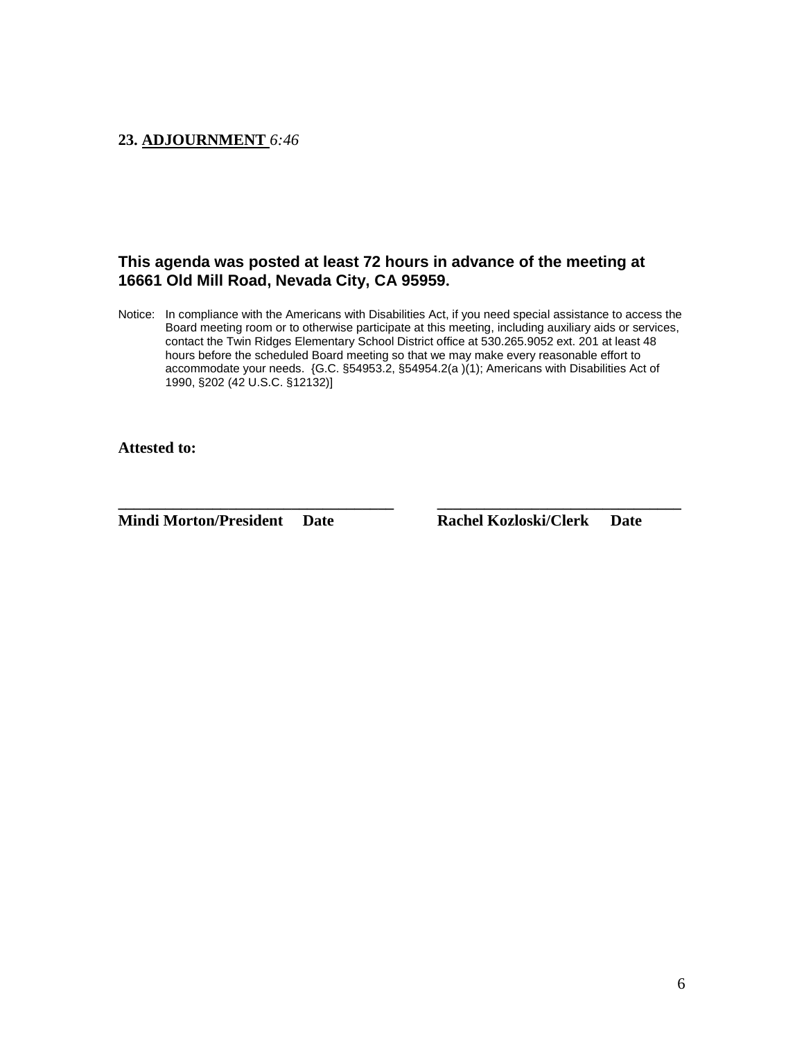**23. ADJOURNMENT** *6:46*

**This agenda was posted at least 72 hours in advance of the meeting at 16661 Old Mill Road, Nevada City, CA 95959.**

Notice: In compliance with the Americans with Disabilities Act, if you need special assistance to access the Board meeting room or to otherwise participate at this meeting, including auxiliary aids or services, contact the Twin Ridges Elementary School District office at 530.265.9052 ext. 201 at least 48 hours before the scheduled Board meeting so that we may make every reasonable effort to accommodate your needs. {G.C. §54953.2, §54954.2(a )(1); Americans with Disabilities Act of 1990, §202 (42 U.S.C. §12132)]

**Attested to:**

\_\_\_\_\_\_\_\_\_\_\_\_\_\_\_\_\_\_\_\_\_\_\_\_\_\_\_\_\_\_\_\_\_\_\_\_
**Mindi Morton/President Date**

\_\_\_\_\_\_\_\_\_\_\_\_\_\_\_\_\_\_\_\_\_\_\_\_\_\_\_\_\_\_\_\_\_
**Rachel Kozloski/Clerk Date**